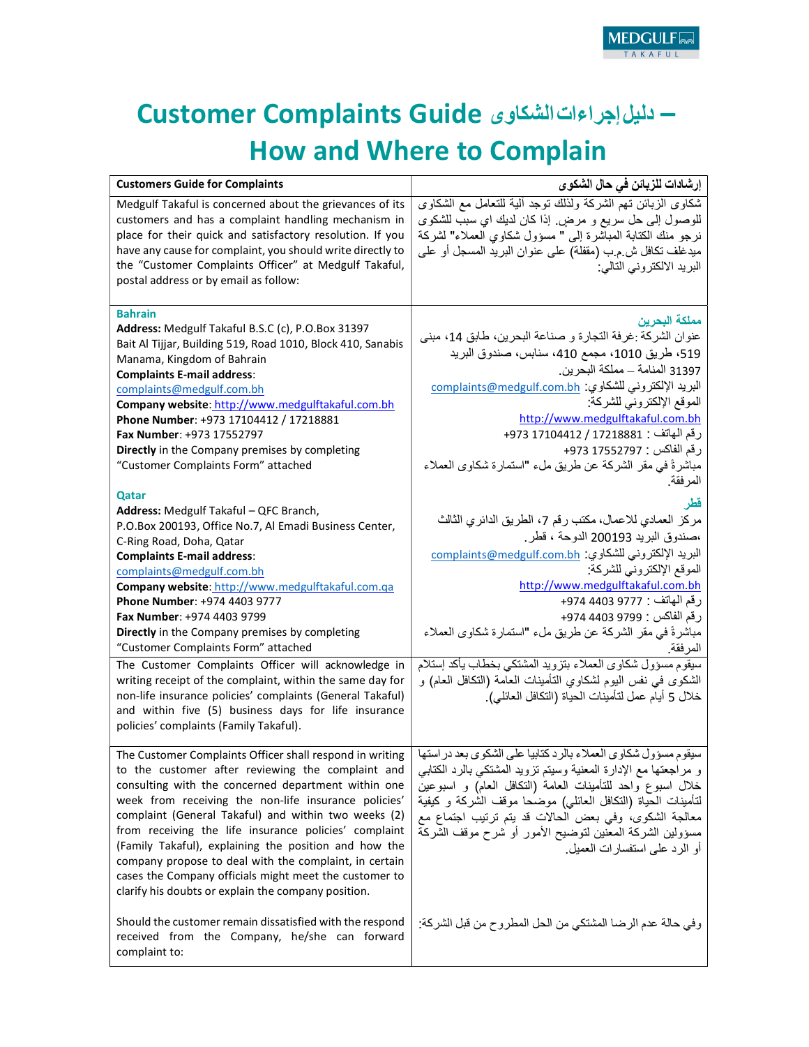# Customer Complaints Guide دليل إجراءات الشكاوى –
# How and Where to Complain

| Customers Guide for Complaints | إرشادات للزبائن في حال الشكوى |
|---|---|
| Medgulf Takaful is concerned about the grievances of its customers and has a complaint handling mechanism in place for their quick and satisfactory resolution. If you have any cause for complaint, you should write directly to the "Customer Complaints Officer" at Medgulf Takaful, postal address or by email as follow: | شكاوى الزبائن تهم الشركة ولذلك توجد آلية للتعامل مع الشكاوى للوصول إلى حل سريع و مرض. إذا كان لديك اي سبب للشكوى نرجو منك الكتابة المباشرة إلى " مسؤول شكاوى العملاء" لشركة ميدغلف تكافل ش.م.ب (مقفلة) على عنوان البريد المسجل أو على البريد الالكتروني التالي: |
| **Bahrain**<br>**Address:** Medgulf Takaful B.S.C (c), P.O.Box 31397<br>Bait Al Tijjar, Building 519, Road 1010, Block 410, Sanabis<br>Manama, Kingdom of Bahrain<br>**Complaints E-mail address**:<br>complaints@medgulf.com.bh<br>**Company website**: http://www.medgulftakaful.com.bh<br>**Phone Number**: +973 17104412 / 17218881<br>**Fax Number**: +973 17552797<br>**Directly** in the Company premises by completing "Customer Complaints Form" attached<br><br>**Qatar**<br>**Address:** Medgulf Takaful – QFC Branch,<br>P.O.Box 200193, Office No.7, Al Emadi Business Center,<br>C-Ring Road, Doha, Qatar<br>**Complaints E-mail address**:<br>complaints@medgulf.com.bh<br>**Company website**: http://www.medgulftakaful.com.qa<br>**Phone Number**: +974 4403 9777<br>**Fax Number**: +974 4403 9799<br>**Directly** in the Company premises by completing "Customer Complaints Form" attached | **مملكة البحرين**<br>عنوان الشركة :غرفة التجارة و صناعة البحرين، طابق 14، مبنى 519، طريق 1010، مجمع 410، سنابس، صندوق البريد 31397 المنامة – مملكة البحرين.<br>البريد الإلكتروني للشكاوي: complaints@medgulf.com.bh<br>الموقع الإلكتروني للشركة:<br>http://www.medgulftakaful.com.bh<br>رقم الهاتف : 17218881 / 17104412 973+<br>رقم الفاكس : 17552797 973+<br>مباشرةً في مقر الشركة عن طريق ملء "استمارة شكاوى العملاء المرفقة.<br><br>**قطر**<br>مركز العمادي للاعمال، مكتب رقم 7، الطريق الدائري الثالث ،صندوق البريد 200193 الدوحة ، قطر.<br>البريد الإلكتروني للشكاوي: complaints@medgulf.com.bh<br>الموقع الإلكتروني للشركة:<br>http://www.medgulftakaful.com.bh<br>رقم الهاتف : 4403 9777 974+<br>رقم الفاكس : 4403 9799 974+<br>مباشرةً في مقر الشركة عن طريق ملء "استمارة شكاوى العملاء المرفقة. |
| The Customer Complaints Officer will acknowledge in writing receipt of the complaint, within the same day for non-life insurance policies' complaints (General Takaful) and within five (5) business days for life insurance policies' complaints (Family Takaful). | سيقوم مسؤول شكاوى العملاء بتزويد المشتكي بخطاب يأكد إستلام الشكوى في نفس اليوم لشكاوي التأمينات العامة (التكافل العام) و خلال 5 أيام عمل لتأمينات الحياة (التكافل العائلي). |
| The Customer Complaints Officer shall respond in writing to the customer after reviewing the complaint and consulting with the concerned department within one week from receiving the non-life insurance policies' complaint (General Takaful) and within two weeks (2) from receiving the life insurance policies' complaint (Family Takaful), explaining the position and how the company propose to deal with the complaint, in certain cases the Company officials might meet the customer to clarify his doubts or explain the company position.<br><br>Should the customer remain dissatisfied with the respond received from the Company, he/she can forward complaint to: | سيقوم مسؤول شكاوى العملاء بالرد كتابيا على الشكوى بعد دراستها و مراجعتها مع الإدارة المعنية وسيتم تزويد المشتكي بالرد الكتابي خلال اسبوع واحد للتأمينات العامة (التكافل العام) و اسبوعين لتأمينات الحياة (التكافل العائلي) موضحا موقف الشركة و كيفية معالجة الشكوى، وفي بعض الحالات قد يتم ترتيب اجتماع مع مسؤولين الشركة المعنين لتوضيح الأمور أو شرح موقف الشركة أو الرد على استفسارات العميل.<br><br>وفي حالة عدم الرضا المشتكي من الحل المطروح من قبل الشركة: |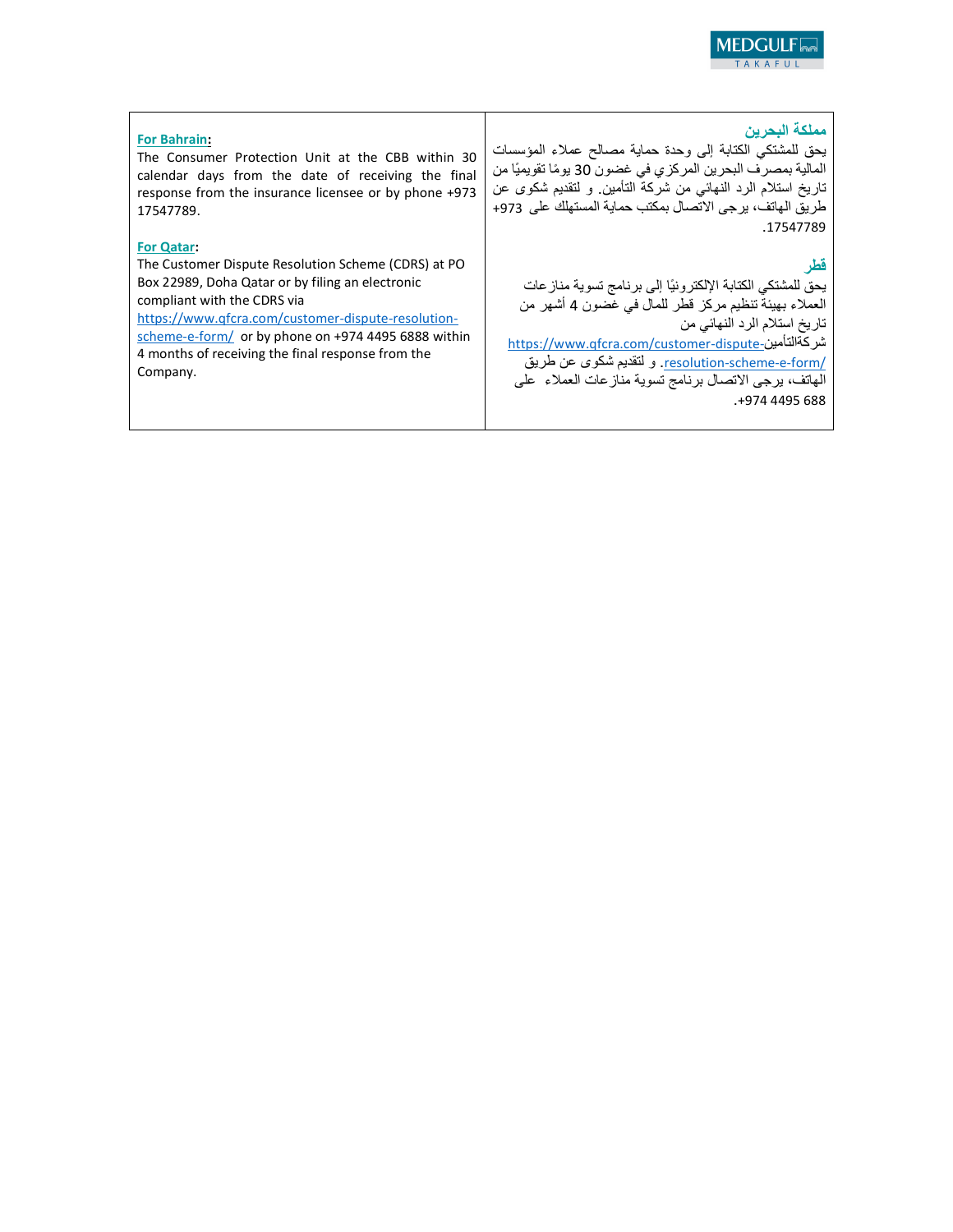| | |
|---|---|
| **For Bahrain:**<br>The Consumer Protection Unit at the CBB within 30 calendar days from the date of receiving the final response from the insurance licensee or by phone +973 17547789.<br><br>**For Qatar:**<br>The Customer Dispute Resolution Scheme (CDRS) at PO Box 22989, Doha Qatar or by filing an electronic compliant with the CDRS via https://www.qfcra.com/customer-dispute-resolution-scheme-e-form/ or by phone on +974 4495 6888 within 4 months of receiving the final response from the Company. | **مملكة البحرين**<br>يحق للمشتكي الكتابة إلى وحدة حماية مصالح عملاء المؤسسات المالية بمصرف البحرين المركزي في غضون 30 يومًا تقويميًا من تاريخ استلام الرد النهائي من شركة التأمين. و لتقديم شكوى عن طريق الهاتف، يرجى الاتصال بمكتب حماية المستهلك على +973 17547789.<br><br>**قطر**<br>يحق للمشتكي الكتابة الإلكترونيًا إلى برنامج تسوية منازعات العملاء بهيئة تنظيم مركز قطر للمال في غضون 4 أشهر من تاريخ استلام الرد النهائي من شركةالتأمين-https://www.qfcra.com/customer-dispute-resolution-scheme-e-form/. و لتقديم شكوى عن طريق الهاتف، يرجى الاتصال برنامج تسوية منازعات العملاء على +974 4495 688. |